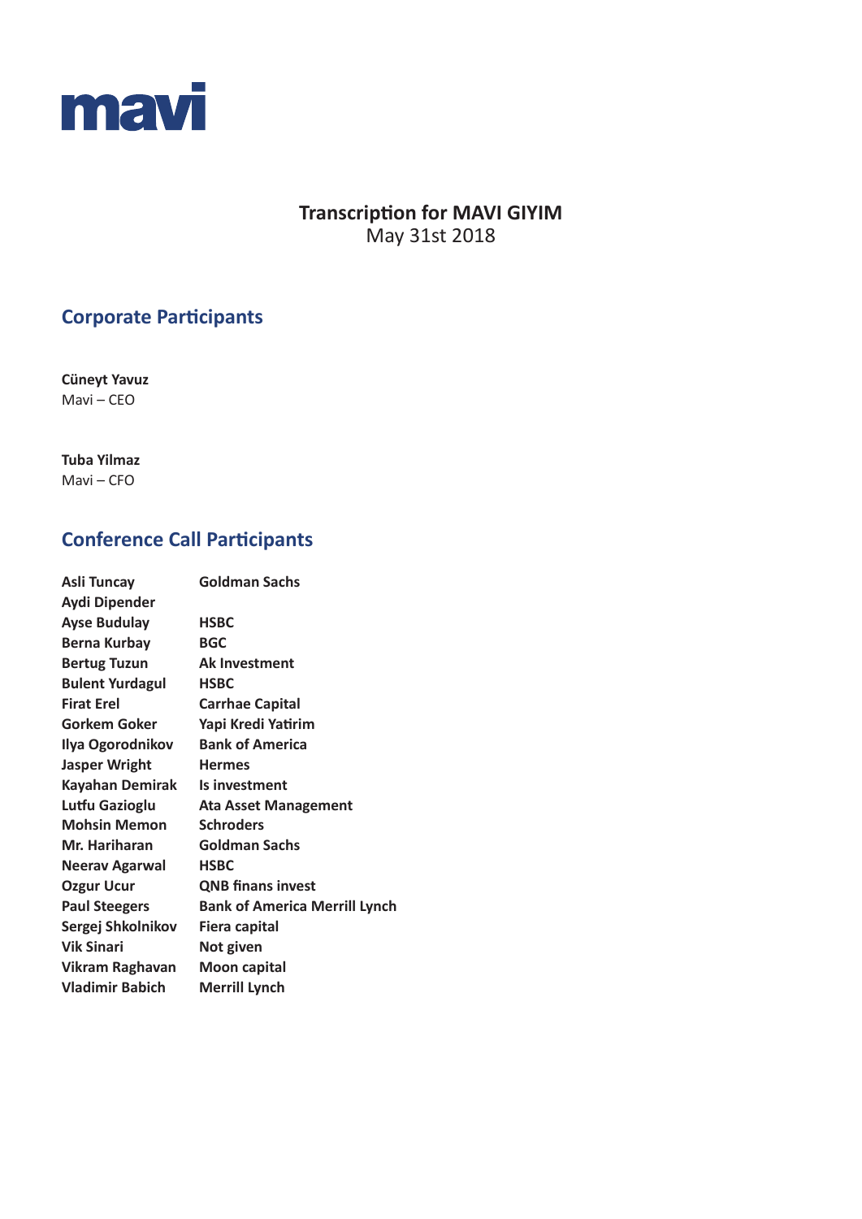mavi

# Transcription for MAVI GIYIM

May 31st 2018

## Corporate Participants

**Cüneyt Yavuz**
Mavi – CEO

**Tuba Yilmaz**
Mavi – CFO

## Conference Call Participants

| | |
|---|---|
| **Asli Tuncay** | **Goldman Sachs** |
| **Aydi Dipender** | |
| **Ayse Budulay** | **HSBC** |
| **Berna Kurbay** | **BGC** |
| **Bertug Tuzun** | **Ak Investment** |
| **Bulent Yurdagul** | **HSBC** |
| **Firat Erel** | **Carrhae Capital** |
| **Gorkem Goker** | **Yapi Kredi Yatirim** |
| **Ilya Ogorodnikov** | **Bank of America** |
| **Jasper Wright** | **Hermes** |
| **Kayahan Demirak** | **Is investment** |
| **Lutfu Gazioglu** | **Ata Asset Management** |
| **Mohsin Memon** | **Schroders** |
| **Mr. Hariharan** | **Goldman Sachs** |
| **Neerav Agarwal** | **HSBC** |
| **Ozgur Ucur** | **QNB finans invest** |
| **Paul Steegers** | **Bank of America Merrill Lynch** |
| **Sergej Shkolnikov** | **Fiera capital** |
| **Vik Sinari** | **Not given** |
| **Vikram Raghavan** | **Moon capital** |
| **Vladimir Babich** | **Merrill Lynch** |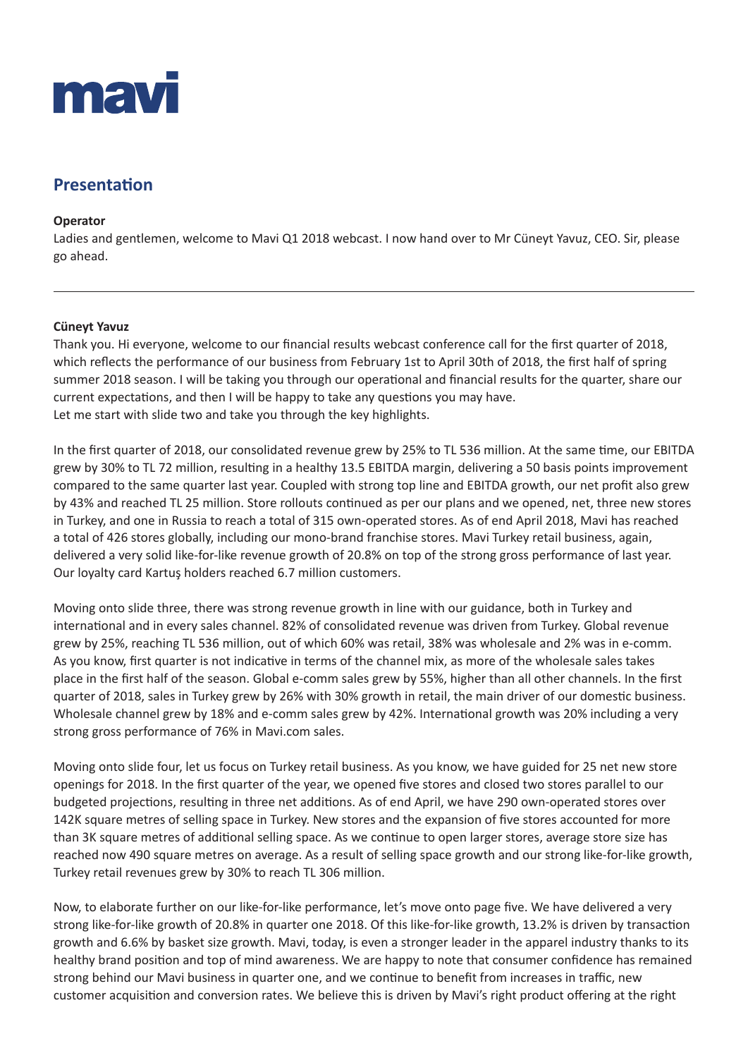# Presentation

**Operator**

Ladies and gentlemen, welcome to Mavi Q1 2018 webcast. I now hand over to Mr Cüneyt Yavuz, CEO. Sir, please go ahead.

---

**Cüneyt Yavuz**

Thank you. Hi everyone, welcome to our financial results webcast conference call for the first quarter of 2018, which reflects the performance of our business from February 1st to April 30th of 2018, the first half of spring summer 2018 season. I will be taking you through our operational and financial results for the quarter, share our current expectations, and then I will be happy to take any questions you may have.

Let me start with slide two and take you through the key highlights.

In the first quarter of 2018, our consolidated revenue grew by 25% to TL 536 million. At the same time, our EBITDA grew by 30% to TL 72 million, resulting in a healthy 13.5 EBITDA margin, delivering a 50 basis points improvement compared to the same quarter last year. Coupled with strong top line and EBITDA growth, our net profit also grew by 43% and reached TL 25 million. Store rollouts continued as per our plans and we opened, net, three new stores in Turkey, and one in Russia to reach a total of 315 own-operated stores. As of end April 2018, Mavi has reached a total of 426 stores globally, including our mono-brand franchise stores. Mavi Turkey retail business, again, delivered a very solid like-for-like revenue growth of 20.8% on top of the strong gross performance of last year. Our loyalty card Kartuş holders reached 6.7 million customers.

Moving onto slide three, there was strong revenue growth in line with our guidance, both in Turkey and international and in every sales channel. 82% of consolidated revenue was driven from Turkey. Global revenue grew by 25%, reaching TL 536 million, out of which 60% was retail, 38% was wholesale and 2% was in e-comm. As you know, first quarter is not indicative in terms of the channel mix, as more of the wholesale sales takes place in the first half of the season. Global e-comm sales grew by 55%, higher than all other channels. In the first quarter of 2018, sales in Turkey grew by 26% with 30% growth in retail, the main driver of our domestic business. Wholesale channel grew by 18% and e-comm sales grew by 42%. International growth was 20% including a very strong gross performance of 76% in Mavi.com sales.

Moving onto slide four, let us focus on Turkey retail business. As you know, we have guided for 25 net new store openings for 2018. In the first quarter of the year, we opened five stores and closed two stores parallel to our budgeted projections, resulting in three net additions. As of end April, we have 290 own-operated stores over 142K square metres of selling space in Turkey. New stores and the expansion of five stores accounted for more than 3K square metres of additional selling space. As we continue to open larger stores, average store size has reached now 490 square metres on average. As a result of selling space growth and our strong like-for-like growth, Turkey retail revenues grew by 30% to reach TL 306 million.

Now, to elaborate further on our like-for-like performance, let's move onto page five. We have delivered a very strong like-for-like growth of 20.8% in quarter one 2018. Of this like-for-like growth, 13.2% is driven by transaction growth and 6.6% by basket size growth. Mavi, today, is even a stronger leader in the apparel industry thanks to its healthy brand position and top of mind awareness. We are happy to note that consumer confidence has remained strong behind our Mavi business in quarter one, and we continue to benefit from increases in traffic, new customer acquisition and conversion rates. We believe this is driven by Mavi's right product offering at the right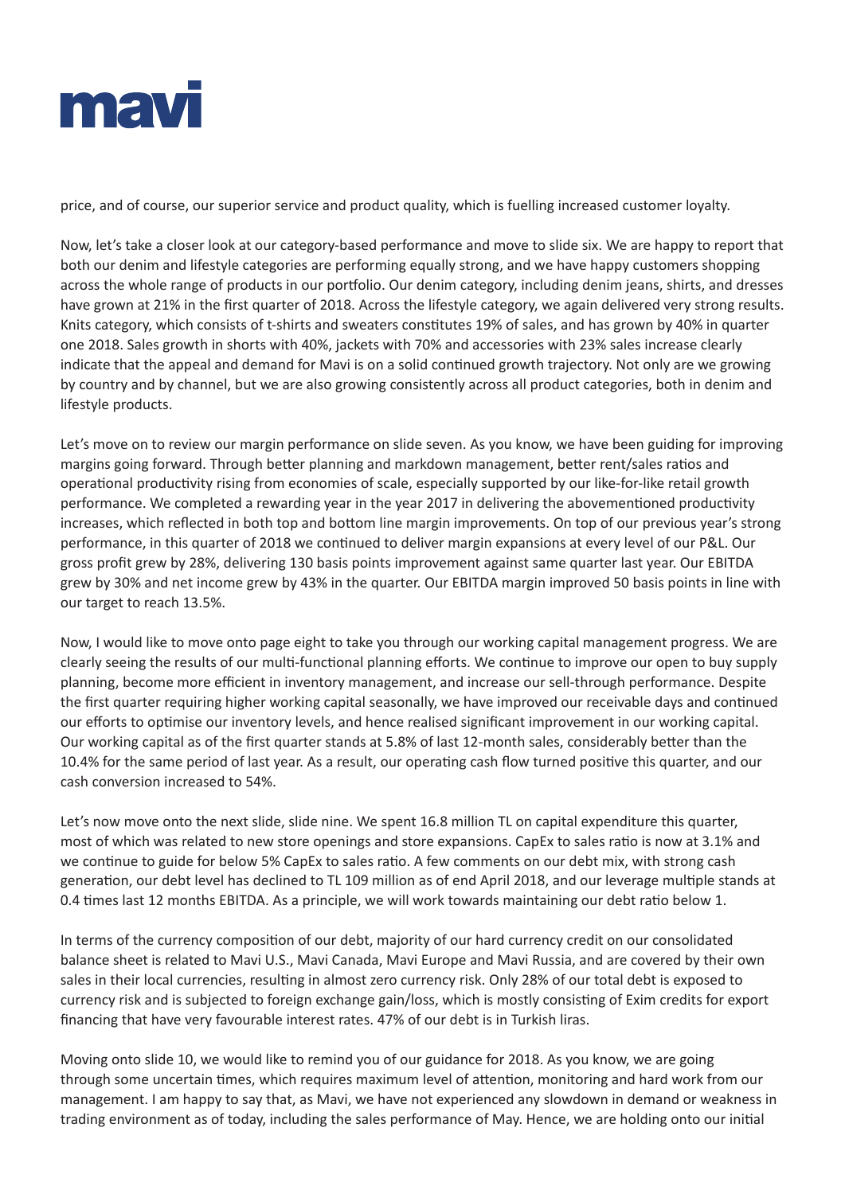price, and of course, our superior service and product quality, which is fuelling increased customer loyalty.

Now, let's take a closer look at our category-based performance and move to slide six. We are happy to report that both our denim and lifestyle categories are performing equally strong, and we have happy customers shopping across the whole range of products in our portfolio. Our denim category, including denim jeans, shirts, and dresses have grown at 21% in the first quarter of 2018. Across the lifestyle category, we again delivered very strong results. Knits category, which consists of t-shirts and sweaters constitutes 19% of sales, and has grown by 40% in quarter one 2018. Sales growth in shorts with 40%, jackets with 70% and accessories with 23% sales increase clearly indicate that the appeal and demand for Mavi is on a solid continued growth trajectory. Not only are we growing by country and by channel, but we are also growing consistently across all product categories, both in denim and lifestyle products.

Let's move on to review our margin performance on slide seven. As you know, we have been guiding for improving margins going forward. Through better planning and markdown management, better rent/sales ratios and operational productivity rising from economies of scale, especially supported by our like-for-like retail growth performance. We completed a rewarding year in the year 2017 in delivering the abovementioned productivity increases, which reflected in both top and bottom line margin improvements. On top of our previous year's strong performance, in this quarter of 2018 we continued to deliver margin expansions at every level of our P&L. Our gross profit grew by 28%, delivering 130 basis points improvement against same quarter last year. Our EBITDA grew by 30% and net income grew by 43% in the quarter. Our EBITDA margin improved 50 basis points in line with our target to reach 13.5%.

Now, I would like to move onto page eight to take you through our working capital management progress. We are clearly seeing the results of our multi-functional planning efforts. We continue to improve our open to buy supply planning, become more efficient in inventory management, and increase our sell-through performance. Despite the first quarter requiring higher working capital seasonally, we have improved our receivable days and continued our efforts to optimise our inventory levels, and hence realised significant improvement in our working capital. Our working capital as of the first quarter stands at 5.8% of last 12-month sales, considerably better than the 10.4% for the same period of last year. As a result, our operating cash flow turned positive this quarter, and our cash conversion increased to 54%.

Let's now move onto the next slide, slide nine. We spent 16.8 million TL on capital expenditure this quarter, most of which was related to new store openings and store expansions. CapEx to sales ratio is now at 3.1% and we continue to guide for below 5% CapEx to sales ratio. A few comments on our debt mix, with strong cash generation, our debt level has declined to TL 109 million as of end April 2018, and our leverage multiple stands at 0.4 times last 12 months EBITDA. As a principle, we will work towards maintaining our debt ratio below 1.

In terms of the currency composition of our debt, majority of our hard currency credit on our consolidated balance sheet is related to Mavi U.S., Mavi Canada, Mavi Europe and Mavi Russia, and are covered by their own sales in their local currencies, resulting in almost zero currency risk. Only 28% of our total debt is exposed to currency risk and is subjected to foreign exchange gain/loss, which is mostly consisting of Exim credits for export financing that have very favourable interest rates. 47% of our debt is in Turkish liras.

Moving onto slide 10, we would like to remind you of our guidance for 2018. As you know, we are going through some uncertain times, which requires maximum level of attention, monitoring and hard work from our management. I am happy to say that, as Mavi, we have not experienced any slowdown in demand or weakness in trading environment as of today, including the sales performance of May. Hence, we are holding onto our initial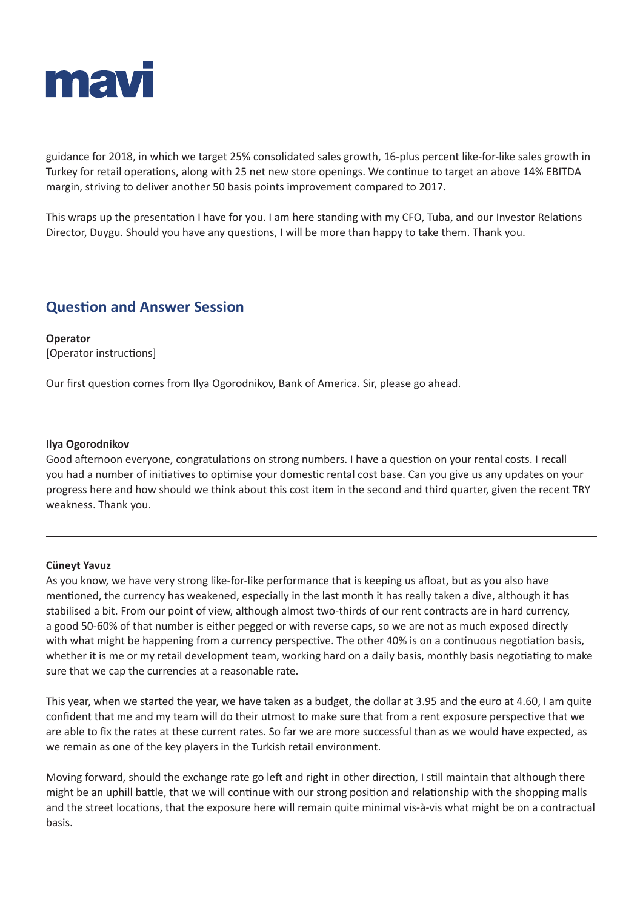guidance for 2018, in which we target 25% consolidated sales growth, 16-plus percent like-for-like sales growth in Turkey for retail operations, along with 25 net new store openings. We continue to target an above 14% EBITDA margin, striving to deliver another 50 basis points improvement compared to 2017.

This wraps up the presentation I have for you. I am here standing with my CFO, Tuba, and our Investor Relations Director, Duygu. Should you have any questions, I will be more than happy to take them. Thank you.

## Question and Answer Session

**Operator**
[Operator instructions]

Our first question comes from Ilya Ogorodnikov, Bank of America. Sir, please go ahead.

---

**Ilya Ogorodnikov**
Good afternoon everyone, congratulations on strong numbers. I have a question on your rental costs. I recall you had a number of initiatives to optimise your domestic rental cost base. Can you give us any updates on your progress here and how should we think about this cost item in the second and third quarter, given the recent TRY weakness. Thank you.

---

**Cüneyt Yavuz**
As you know, we have very strong like-for-like performance that is keeping us afloat, but as you also have mentioned, the currency has weakened, especially in the last month it has really taken a dive, although it has stabilised a bit. From our point of view, although almost two-thirds of our rent contracts are in hard currency, a good 50-60% of that number is either pegged or with reverse caps, so we are not as much exposed directly with what might be happening from a currency perspective. The other 40% is on a continuous negotiation basis, whether it is me or my retail development team, working hard on a daily basis, monthly basis negotiating to make sure that we cap the currencies at a reasonable rate.

This year, when we started the year, we have taken as a budget, the dollar at 3.95 and the euro at 4.60, I am quite confident that me and my team will do their utmost to make sure that from a rent exposure perspective that we are able to fix the rates at these current rates. So far we are more successful than as we would have expected, as we remain as one of the key players in the Turkish retail environment.

Moving forward, should the exchange rate go left and right in other direction, I still maintain that although there might be an uphill battle, that we will continue with our strong position and relationship with the shopping malls and the street locations, that the exposure here will remain quite minimal vis-à-vis what might be on a contractual basis.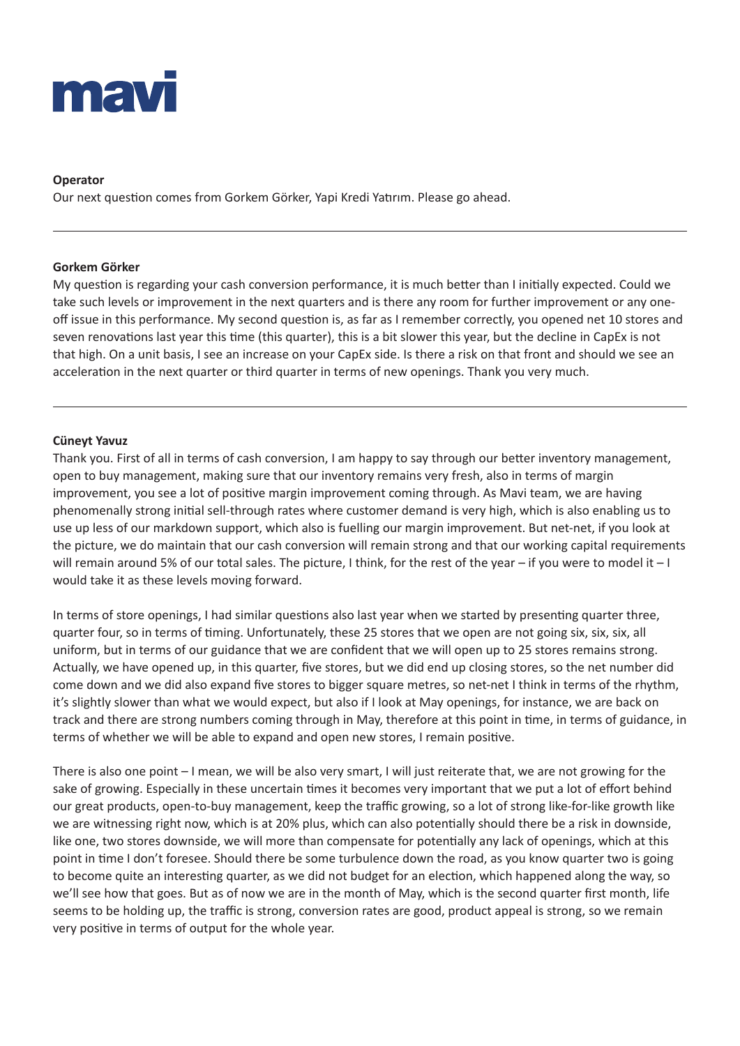**Operator**

Our next question comes from Gorkem Görker, Yapi Kredi Yatırım. Please go ahead.

---

**Gorkem Görker**

My question is regarding your cash conversion performance, it is much better than I initially expected. Could we take such levels or improvement in the next quarters and is there any room for further improvement or any one-off issue in this performance. My second question is, as far as I remember correctly, you opened net 10 stores and seven renovations last year this time (this quarter), this is a bit slower this year, but the decline in CapEx is not that high. On a unit basis, I see an increase on your CapEx side. Is there a risk on that front and should we see an acceleration in the next quarter or third quarter in terms of new openings. Thank you very much.

---

**Cüneyt Yavuz**

Thank you. First of all in terms of cash conversion, I am happy to say through our better inventory management, open to buy management, making sure that our inventory remains very fresh, also in terms of margin improvement, you see a lot of positive margin improvement coming through. As Mavi team, we are having phenomenally strong initial sell-through rates where customer demand is very high, which is also enabling us to use up less of our markdown support, which also is fuelling our margin improvement. But net-net, if you look at the picture, we do maintain that our cash conversion will remain strong and that our working capital requirements will remain around 5% of our total sales. The picture, I think, for the rest of the year – if you were to model it – I would take it as these levels moving forward.

In terms of store openings, I had similar questions also last year when we started by presenting quarter three, quarter four, so in terms of timing. Unfortunately, these 25 stores that we open are not going six, six, six, all uniform, but in terms of our guidance that we are confident that we will open up to 25 stores remains strong. Actually, we have opened up, in this quarter, five stores, but we did end up closing stores, so the net number did come down and we did also expand five stores to bigger square metres, so net-net I think in terms of the rhythm, it's slightly slower than what we would expect, but also if I look at May openings, for instance, we are back on track and there are strong numbers coming through in May, therefore at this point in time, in terms of guidance, in terms of whether we will be able to expand and open new stores, I remain positive.

There is also one point – I mean, we will be also very smart, I will just reiterate that, we are not growing for the sake of growing. Especially in these uncertain times it becomes very important that we put a lot of effort behind our great products, open-to-buy management, keep the traffic growing, so a lot of strong like-for-like growth like we are witnessing right now, which is at 20% plus, which can also potentially should there be a risk in downside, like one, two stores downside, we will more than compensate for potentially any lack of openings, which at this point in time I don't foresee. Should there be some turbulence down the road, as you know quarter two is going to become quite an interesting quarter, as we did not budget for an election, which happened along the way, so we'll see how that goes. But as of now we are in the month of May, which is the second quarter first month, life seems to be holding up, the traffic is strong, conversion rates are good, product appeal is strong, so we remain very positive in terms of output for the whole year.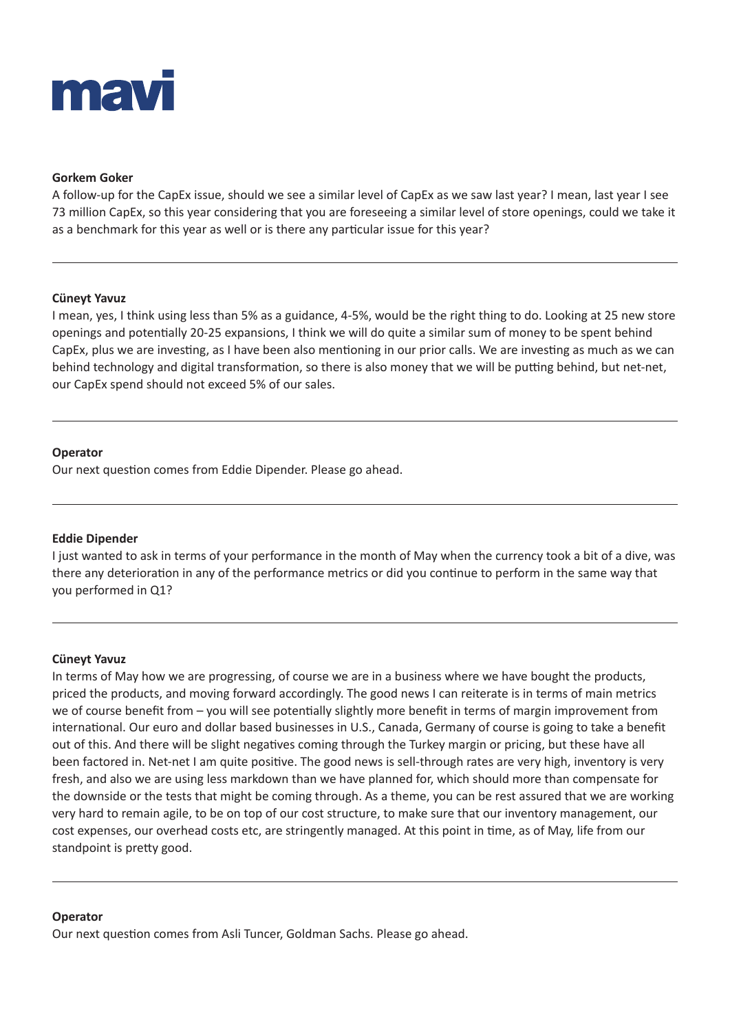**Gorkem Goker**

A follow-up for the CapEx issue, should we see a similar level of CapEx as we saw last year? I mean, last year I see 73 million CapEx, so this year considering that you are foreseeing a similar level of store openings, could we take it as a benchmark for this year as well or is there any particular issue for this year?

---

**Cüneyt Yavuz**

I mean, yes, I think using less than 5% as a guidance, 4-5%, would be the right thing to do. Looking at 25 new store openings and potentially 20-25 expansions, I think we will do quite a similar sum of money to be spent behind CapEx, plus we are investing, as I have been also mentioning in our prior calls. We are investing as much as we can behind technology and digital transformation, so there is also money that we will be putting behind, but net-net, our CapEx spend should not exceed 5% of our sales.

---

**Operator**

Our next question comes from Eddie Dipender. Please go ahead.

---

**Eddie Dipender**

I just wanted to ask in terms of your performance in the month of May when the currency took a bit of a dive, was there any deterioration in any of the performance metrics or did you continue to perform in the same way that you performed in Q1?

---

**Cüneyt Yavuz**

In terms of May how we are progressing, of course we are in a business where we have bought the products, priced the products, and moving forward accordingly. The good news I can reiterate is in terms of main metrics we of course benefit from – you will see potentially slightly more benefit in terms of margin improvement from international. Our euro and dollar based businesses in U.S., Canada, Germany of course is going to take a benefit out of this. And there will be slight negatives coming through the Turkey margin or pricing, but these have all been factored in. Net-net I am quite positive. The good news is sell-through rates are very high, inventory is very fresh, and also we are using less markdown than we have planned for, which should more than compensate for the downside or the tests that might be coming through. As a theme, you can be rest assured that we are working very hard to remain agile, to be on top of our cost structure, to make sure that our inventory management, our cost expenses, our overhead costs etc, are stringently managed. At this point in time, as of May, life from our standpoint is pretty good.

---

**Operator**

Our next question comes from Asli Tuncer, Goldman Sachs. Please go ahead.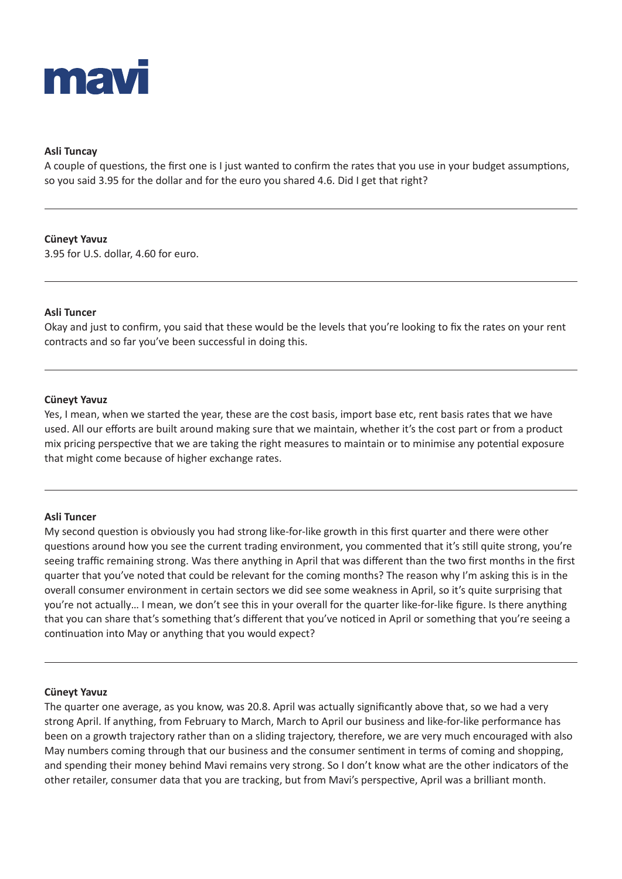**Asli Tuncay**
A couple of questions, the first one is I just wanted to confirm the rates that you use in your budget assumptions, so you said 3.95 for the dollar and for the euro you shared 4.6. Did I get that right?

---

**Cüneyt Yavuz**
3.95 for U.S. dollar, 4.60 for euro.

---

**Asli Tuncer**
Okay and just to confirm, you said that these would be the levels that you're looking to fix the rates on your rent contracts and so far you've been successful in doing this.

---

**Cüneyt Yavuz**
Yes, I mean, when we started the year, these are the cost basis, import base etc, rent basis rates that we have used. All our efforts are built around making sure that we maintain, whether it's the cost part or from a product mix pricing perspective that we are taking the right measures to maintain or to minimise any potential exposure that might come because of higher exchange rates.

---

**Asli Tuncer**
My second question is obviously you had strong like-for-like growth in this first quarter and there were other questions around how you see the current trading environment, you commented that it's still quite strong, you're seeing traffic remaining strong. Was there anything in April that was different than the two first months in the first quarter that you've noted that could be relevant for the coming months? The reason why I'm asking this is in the overall consumer environment in certain sectors we did see some weakness in April, so it's quite surprising that you're not actually… I mean, we don't see this in your overall for the quarter like-for-like figure. Is there anything that you can share that's something that's different that you've noticed in April or something that you're seeing a continuation into May or anything that you would expect?

---

**Cüneyt Yavuz**
The quarter one average, as you know, was 20.8. April was actually significantly above that, so we had a very strong April. If anything, from February to March, March to April our business and like-for-like performance has been on a growth trajectory rather than on a sliding trajectory, therefore, we are very much encouraged with also May numbers coming through that our business and the consumer sentiment in terms of coming and shopping, and spending their money behind Mavi remains very strong. So I don't know what are the other indicators of the other retailer, consumer data that you are tracking, but from Mavi's perspective, April was a brilliant month.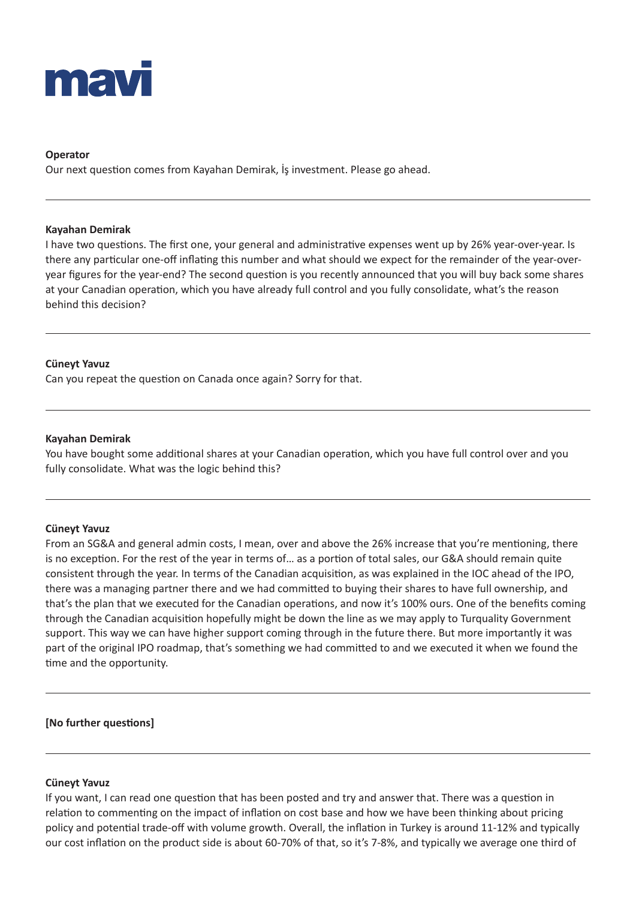**Operator**

Our next question comes from Kayahan Demirak, İş investment. Please go ahead.

---

**Kayahan Demirak**

I have two questions. The first one, your general and administrative expenses went up by 26% year-over-year. Is there any particular one-off inflating this number and what should we expect for the remainder of the year-over-year figures for the year-end? The second question is you recently announced that you will buy back some shares at your Canadian operation, which you have already full control and you fully consolidate, what's the reason behind this decision?

---

**Cüneyt Yavuz**

Can you repeat the question on Canada once again? Sorry for that.

---

**Kayahan Demirak**

You have bought some additional shares at your Canadian operation, which you have full control over and you fully consolidate. What was the logic behind this?

---

**Cüneyt Yavuz**

From an SG&A and general admin costs, I mean, over and above the 26% increase that you're mentioning, there is no exception. For the rest of the year in terms of... as a portion of total sales, our G&A should remain quite consistent through the year. In terms of the Canadian acquisition, as was explained in the IOC ahead of the IPO, there was a managing partner there and we had committed to buying their shares to have full ownership, and that's the plan that we executed for the Canadian operations, and now it's 100% ours. One of the benefits coming through the Canadian acquisition hopefully might be down the line as we may apply to Turquality Government support. This way we can have higher support coming through in the future there. But more importantly it was part of the original IPO roadmap, that's something we had committed to and we executed it when we found the time and the opportunity.

---

**[No further questions]**

---

**Cüneyt Yavuz**

If you want, I can read one question that has been posted and try and answer that. There was a question in relation to commenting on the impact of inflation on cost base and how we have been thinking about pricing policy and potential trade-off with volume growth. Overall, the inflation in Turkey is around 11-12% and typically our cost inflation on the product side is about 60-70% of that, so it's 7-8%, and typically we average one third of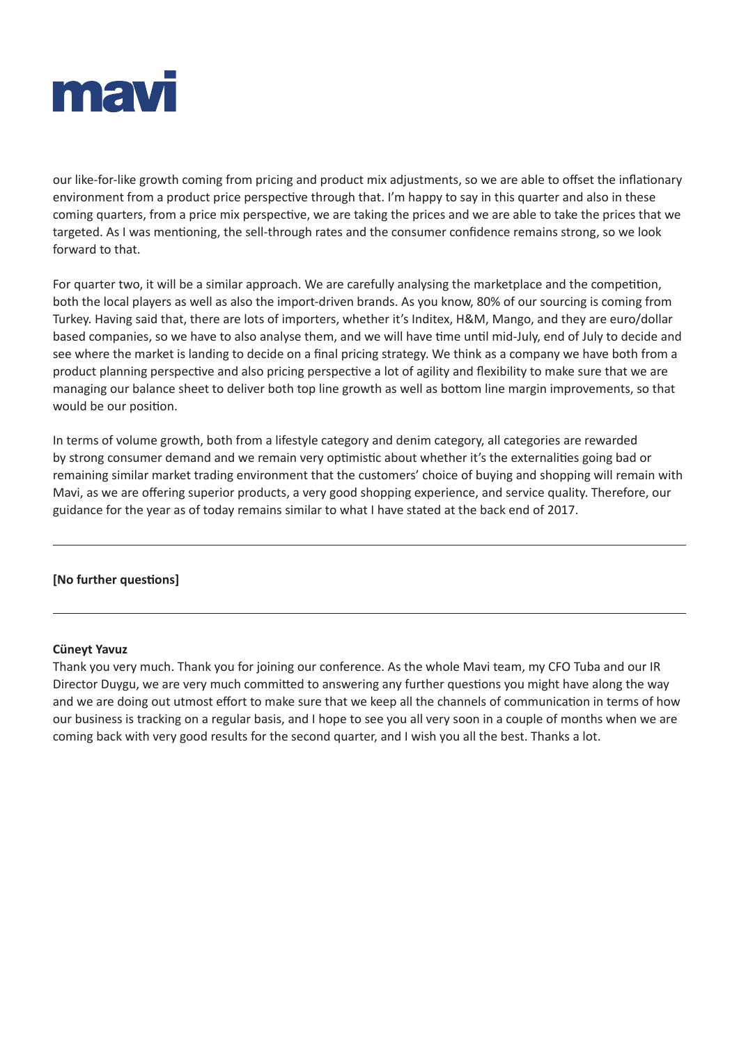our like-for-like growth coming from pricing and product mix adjustments, so we are able to offset the inflationary environment from a product price perspective through that. I'm happy to say in this quarter and also in these coming quarters, from a price mix perspective, we are taking the prices and we are able to take the prices that we targeted. As I was mentioning, the sell-through rates and the consumer confidence remains strong, so we look forward to that.

For quarter two, it will be a similar approach. We are carefully analysing the marketplace and the competition, both the local players as well as also the import-driven brands. As you know, 80% of our sourcing is coming from Turkey. Having said that, there are lots of importers, whether it's Inditex, H&M, Mango, and they are euro/dollar based companies, so we have to also analyse them, and we will have time until mid-July, end of July to decide and see where the market is landing to decide on a final pricing strategy. We think as a company we have both from a product planning perspective and also pricing perspective a lot of agility and flexibility to make sure that we are managing our balance sheet to deliver both top line growth as well as bottom line margin improvements, so that would be our position.

In terms of volume growth, both from a lifestyle category and denim category, all categories are rewarded by strong consumer demand and we remain very optimistic about whether it's the externalities going bad or remaining similar market trading environment that the customers' choice of buying and shopping will remain with Mavi, as we are offering superior products, a very good shopping experience, and service quality. Therefore, our guidance for the year as of today remains similar to what I have stated at the back end of 2017.

---

**[No further questions]**

---

**Cüneyt Yavuz**
Thank you very much. Thank you for joining our conference. As the whole Mavi team, my CFO Tuba and our IR Director Duygu, we are very much committed to answering any further questions you might have along the way and we are doing out utmost effort to make sure that we keep all the channels of communication in terms of how our business is tracking on a regular basis, and I hope to see you all very soon in a couple of months when we are coming back with very good results for the second quarter, and I wish you all the best. Thanks a lot.